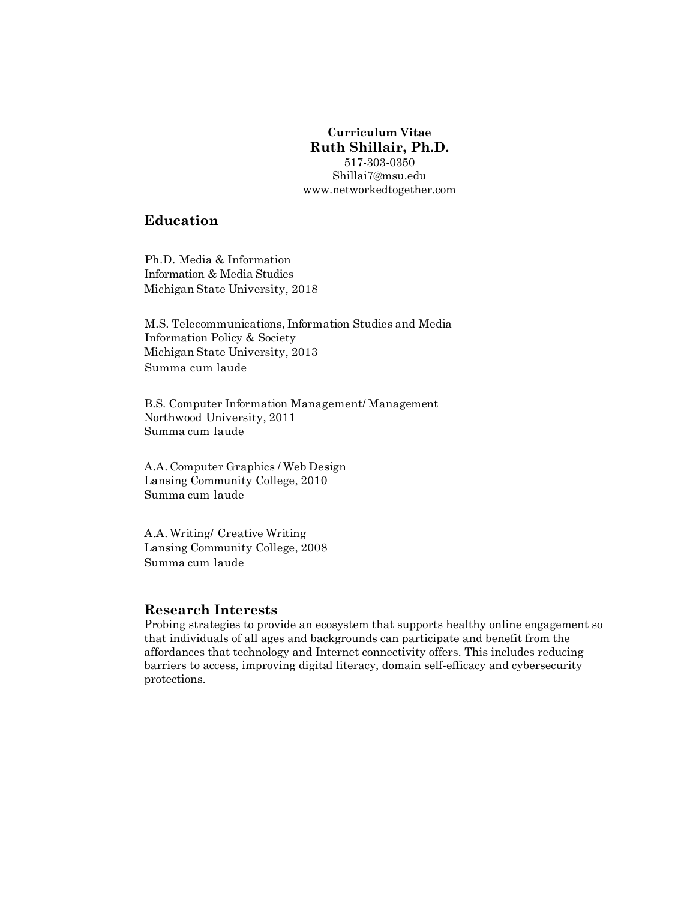**Curriculum Vitae**

# Ruth Shillair, Ph.D.

517-303-0350
Shillai7@msu.edu
www.networkedtogether.com

## Education

Ph.D. Media & Information
Information & Media Studies
Michigan State University, 2018

M.S. Telecommunications, Information Studies and Media
Information Policy & Society
Michigan State University, 2013
Summa cum laude

B.S. Computer Information Management/ Management
Northwood University, 2011
Summa cum laude

A.A. Computer Graphics / Web Design
Lansing Community College, 2010
Summa cum laude

A.A. Writing/ Creative Writing
Lansing Community College, 2008
Summa cum laude

## Research Interests

Probing strategies to provide an ecosystem that supports healthy online engagement so that individuals of all ages and backgrounds can participate and benefit from the affordances that technology and Internet connectivity offers. This includes reducing barriers to access, improving digital literacy, domain self-efficacy and cybersecurity protections.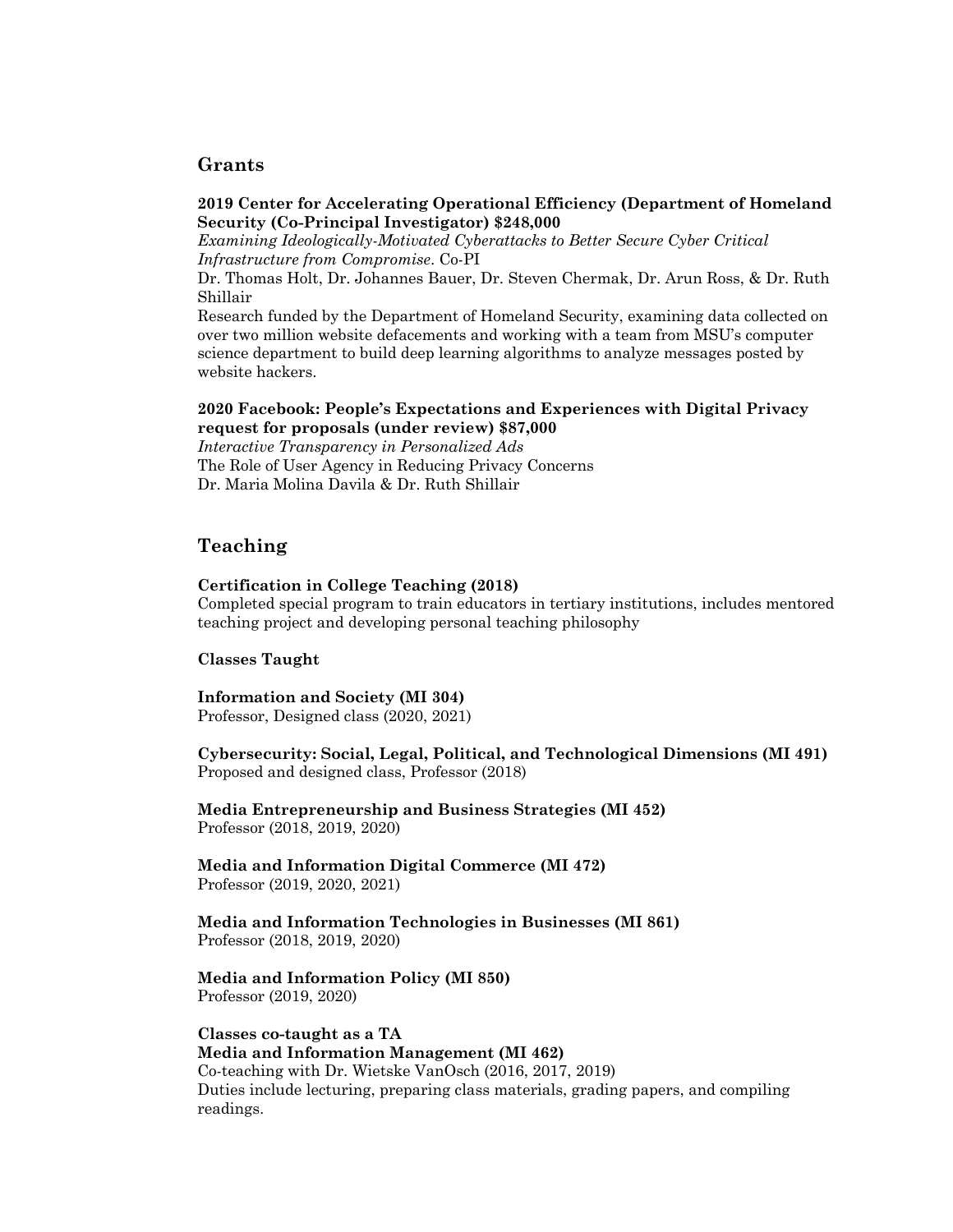## Grants

**2019 Center for Accelerating Operational Efficiency (Department of Homeland Security (Co-Principal Investigator) $248,000**
*Examining Ideologically-Motivated Cyberattacks to Better Secure Cyber Critical Infrastructure from Compromise.* Co-PI
Dr. Thomas Holt, Dr. Johannes Bauer, Dr. Steven Chermak, Dr. Arun Ross, & Dr. Ruth Shillair
Research funded by the Department of Homeland Security, examining data collected on over two million website defacements and working with a team from MSU's computer science department to build deep learning algorithms to analyze messages posted by website hackers.

**2020 Facebook: People's Expectations and Experiences with Digital Privacy request for proposals (under review) $87,000**
*Interactive Transparency in Personalized Ads*
The Role of User Agency in Reducing Privacy Concerns
Dr. Maria Molina Davila & Dr. Ruth Shillair

## Teaching

**Certification in College Teaching (2018)**
Completed special program to train educators in tertiary institutions, includes mentored teaching project and developing personal teaching philosophy

**Classes Taught**

**Information and Society (MI 304)**
Professor, Designed class (2020, 2021)

**Cybersecurity: Social, Legal, Political, and Technological Dimensions (MI 491)**
Proposed and designed class, Professor (2018)

**Media Entrepreneurship and Business Strategies (MI 452)**
Professor (2018, 2019, 2020)

**Media and Information Digital Commerce (MI 472)**
Professor (2019, 2020, 2021)

**Media and Information Technologies in Businesses (MI 861)**
Professor (2018, 2019, 2020)

**Media and Information Policy (MI 850)**
Professor (2019, 2020)

**Classes co-taught as a TA**
**Media and Information Management (MI 462)**
Co-teaching with Dr. Wietske VanOsch (2016, 2017, 2019)
Duties include lecturing, preparing class materials, grading papers, and compiling readings.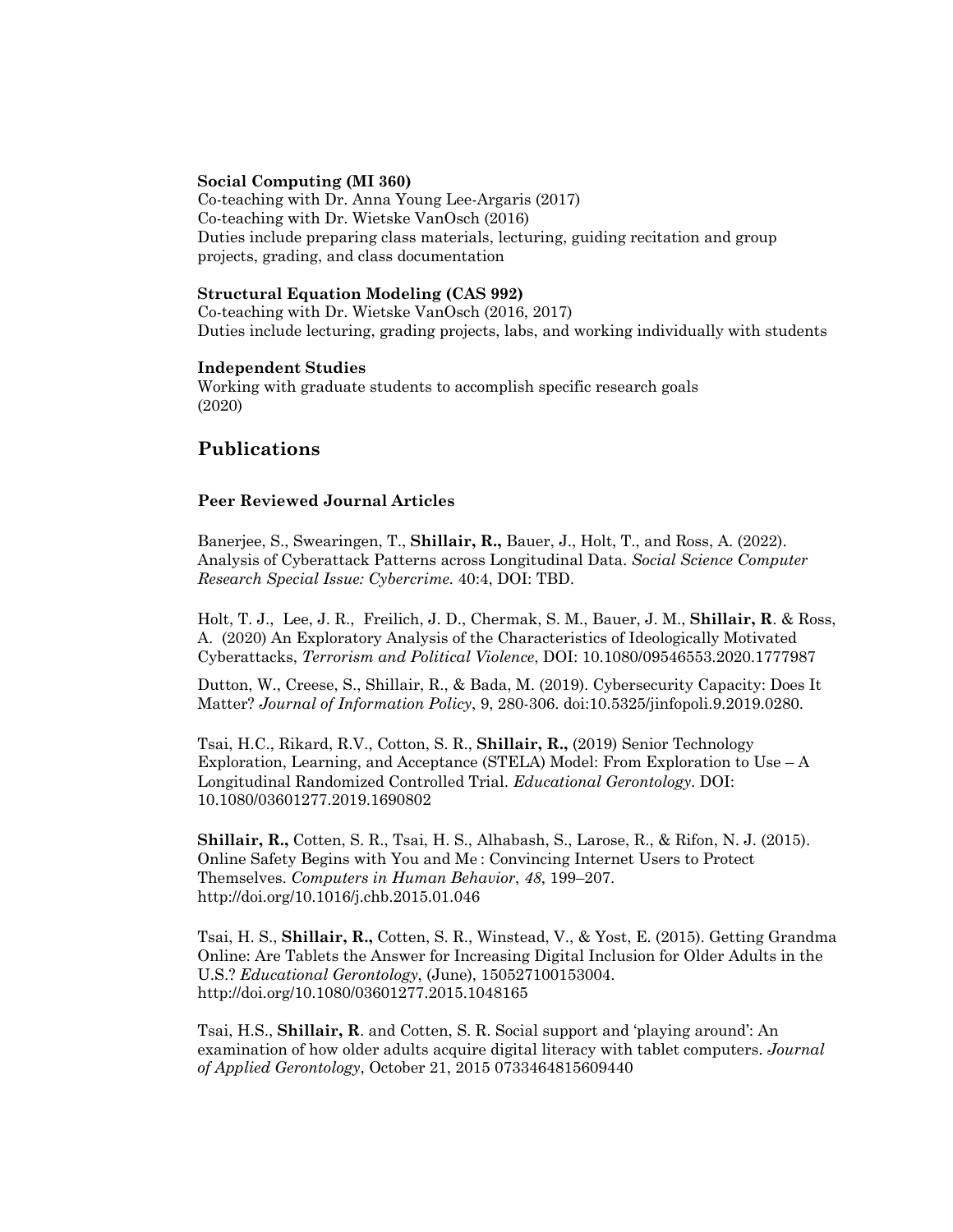**Social Computing (MI 360)**
Co-teaching with Dr. Anna Young Lee-Argaris (2017)
Co-teaching with Dr. Wietske VanOsch (2016)
Duties include preparing class materials, lecturing, guiding recitation and group projects, grading, and class documentation

**Structural Equation Modeling (CAS 992)**
Co-teaching with Dr. Wietske VanOsch (2016, 2017)
Duties include lecturing, grading projects, labs, and working individually with students

**Independent Studies**
Working with graduate students to accomplish specific research goals
(2020)

## Publications

### Peer Reviewed Journal Articles

Banerjee, S., Swearingen, T., **Shillair, R.,** Bauer, J., Holt, T., and Ross, A. (2022). Analysis of Cyberattack Patterns across Longitudinal Data. *Social Science Computer Research Special Issue: Cybercrime.* 40:4, DOI: TBD.

Holt, T. J., Lee, J. R., Freilich, J. D., Chermak, S. M., Bauer, J. M., **Shillair, R**. & Ross, A. (2020) An Exploratory Analysis of the Characteristics of Ideologically Motivated Cyberattacks, *Terrorism and Political Violence*, DOI: 10.1080/09546553.2020.1777987

Dutton, W., Creese, S., Shillair, R., & Bada, M. (2019). Cybersecurity Capacity: Does It Matter? *Journal of Information Policy*, 9, 280-306. doi:10.5325/jinfopoli.9.2019.0280.

Tsai, H.C., Rikard, R.V., Cotton, S. R., **Shillair, R.,** (2019) Senior Technology Exploration, Learning, and Acceptance (STELA) Model: From Exploration to Use – A Longitudinal Randomized Controlled Trial. *Educational Gerontology*. DOI: 10.1080/03601277.2019.1690802

**Shillair, R.,** Cotten, S. R., Tsai, H. S., Alhabash, S., Larose, R., & Rifon, N. J. (2015). Online Safety Begins with You and Me : Convincing Internet Users to Protect Themselves. *Computers in Human Behavior*, *48*, 199–207. http://doi.org/10.1016/j.chb.2015.01.046

Tsai, H. S., **Shillair, R.,** Cotten, S. R., Winstead, V., & Yost, E. (2015). Getting Grandma Online: Are Tablets the Answer for Increasing Digital Inclusion for Older Adults in the U.S.? *Educational Gerontology*, (June), 150527100153004. http://doi.org/10.1080/03601277.2015.1048165

Tsai, H.S., **Shillair, R**. and Cotten, S. R. Social support and 'playing around': An examination of how older adults acquire digital literacy with tablet computers. *Journal of Applied Gerontology*, October 21, 2015 0733464815609440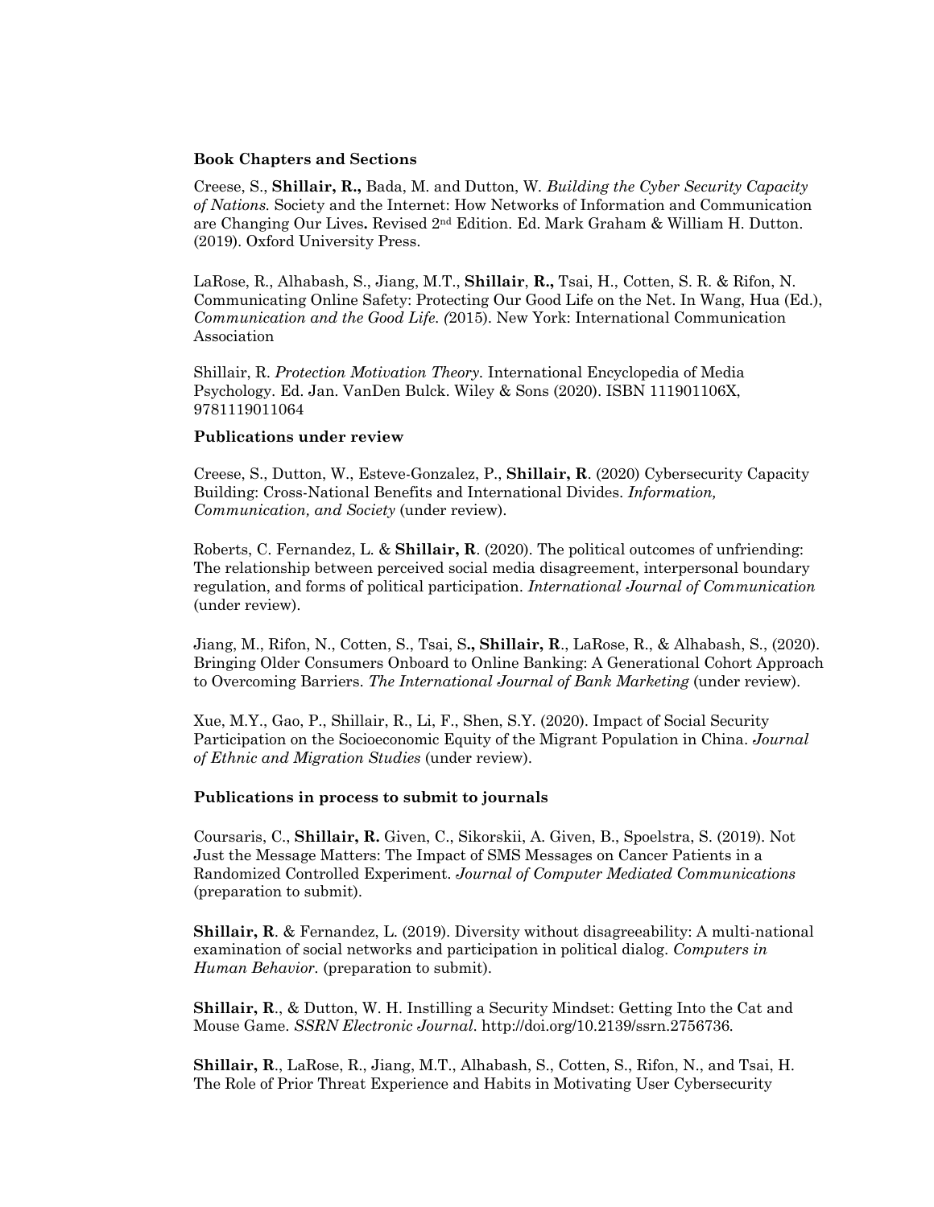**Book Chapters and Sections**

Creese, S., **Shillair, R.,** Bada, M. and Dutton, W. *Building the Cyber Security Capacity of Nations.* Society and the Internet: How Networks of Information and Communication are Changing Our Lives**.** Revised 2nd Edition. Ed. Mark Graham & William H. Dutton. (2019). Oxford University Press.

LaRose, R., Alhabash, S., Jiang, M.T., **Shillair**, **R.,** Tsai, H., Cotten, S. R. & Rifon, N. Communicating Online Safety: Protecting Our Good Life on the Net. In Wang, Hua (Ed.), *Communication and the Good Life. (*2015). New York: International Communication Association

Shillair, R. *Protection Motivation Theory.* International Encyclopedia of Media Psychology. Ed. Jan. VanDen Bulck. Wiley & Sons (2020). ISBN 111901106X, 9781119011064

**Publications under review**

Creese, S., Dutton, W., Esteve-Gonzalez, P., **Shillair, R**. (2020) Cybersecurity Capacity Building: Cross-National Benefits and International Divides. *Information, Communication, and Society* (under review).

Roberts, C. Fernandez, L. & **Shillair, R**. (2020). The political outcomes of unfriending: The relationship between perceived social media disagreement, interpersonal boundary regulation, and forms of political participation. *International Journal of Communication* (under review).

Jiang, M., Rifon, N., Cotten, S., Tsai, S**., Shillair, R**., LaRose, R., & Alhabash, S., (2020). Bringing Older Consumers Onboard to Online Banking: A Generational Cohort Approach to Overcoming Barriers. *The International Journal of Bank Marketing* (under review).

Xue, M.Y., Gao, P., Shillair, R., Li, F., Shen, S.Y. (2020). Impact of Social Security Participation on the Socioeconomic Equity of the Migrant Population in China. *Journal of Ethnic and Migration Studies* (under review).

**Publications in process to submit to journals**

Coursaris, C., **Shillair, R.** Given, C., Sikorskii, A. Given, B., Spoelstra, S. (2019). Not Just the Message Matters: The Impact of SMS Messages on Cancer Patients in a Randomized Controlled Experiment. *Journal of Computer Mediated Communications* (preparation to submit).

**Shillair, R**. & Fernandez, L. (2019). Diversity without disagreeability: A multi-national examination of social networks and participation in political dialog. *Computers in Human Behavior.* (preparation to submit).

**Shillair, R**., & Dutton, W. H. Instilling a Security Mindset: Getting Into the Cat and Mouse Game. *SSRN Electronic Journal*. http://doi.org/10.2139/ssrn.2756736*.*

**Shillair, R**., LaRose, R., Jiang, M.T., Alhabash, S., Cotten, S., Rifon, N., and Tsai, H. The Role of Prior Threat Experience and Habits in Motivating User Cybersecurity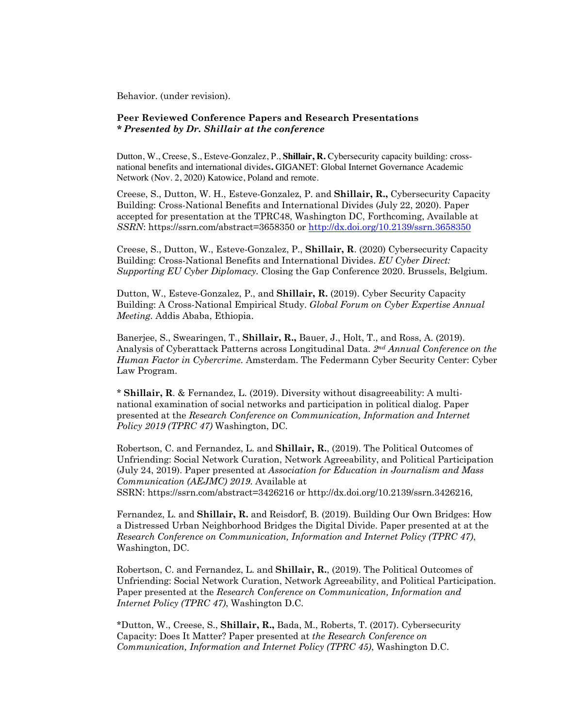Behavior. (under revision).

**Peer Reviewed Conference Papers and Research Presentations**
***\* Presented by Dr. Shillair at the conference***

Dutton, W., Creese, S., Esteve-Gonzalez, P., **Shillair, R.** Cybersecurity capacity building: cross-national benefits and international divides**.** GIGANET: Global Internet Governance Academic Network (Nov. 2, 2020) Katowice, Poland and remote.

Creese, S., Dutton, W. H., Esteve-Gonzalez, P. and **Shillair, R.,** Cybersecurity Capacity Building: Cross-National Benefits and International Divides (July 22, 2020). Paper accepted for presentation at the TPRC48, Washington DC, Forthcoming, Available at *SSRN*: https://ssrn.com/abstract=3658350 or http://dx.doi.org/10.2139/ssrn.3658350

Creese, S., Dutton, W., Esteve-Gonzalez, P., **Shillair, R**. (2020) Cybersecurity Capacity Building: Cross-National Benefits and International Divides. *EU Cyber Direct: Supporting EU Cyber Diplomacy.* Closing the Gap Conference 2020. Brussels, Belgium.

Dutton, W., Esteve-Gonzalez, P., and **Shillair, R.** (2019). Cyber Security Capacity Building: A Cross-National Empirical Study. *Global Forum on Cyber Expertise Annual Meeting.* Addis Ababa, Ethiopia.

Banerjee, S., Swearingen, T., **Shillair, R.,** Bauer, J., Holt, T., and Ross, A. (2019). Analysis of Cyberattack Patterns across Longitudinal Data. *2nd Annual Conference on the Human Factor in Cybercrime.* Amsterdam. The Federmann Cyber Security Center: Cyber Law Program.

\* **Shillair, R**. & Fernandez, L. (2019). Diversity without disagreeability: A multi-national examination of social networks and participation in political dialog. Paper presented at the *Research Conference on Communication, Information and Internet Policy 2019 (TPRC 47)* Washington, DC.

Robertson, C. and Fernandez, L. and **Shillair, R.**, (2019). The Political Outcomes of Unfriending: Social Network Curation, Network Agreeability, and Political Participation (July 24, 2019). Paper presented at *Association for Education in Journalism and Mass Communication (AEJMC) 2019.* Available at SSRN: https://ssrn.com/abstract=3426216 or http://dx.doi.org/10.2139/ssrn.3426216,

Fernandez, L. and **Shillair, R.** and Reisdorf, B. (2019). Building Our Own Bridges: How a Distressed Urban Neighborhood Bridges the Digital Divide. Paper presented at at the *Research Conference on Communication, Information and Internet Policy (TPRC 47)*, Washington, DC.

Robertson, C. and Fernandez, L. and **Shillair, R.**, (2019). The Political Outcomes of Unfriending: Social Network Curation, Network Agreeability, and Political Participation. Paper presented at the *Research Conference on Communication, Information and Internet Policy (TPRC 47)*, Washington D.C.

\*Dutton, W., Creese, S., **Shillair, R.,** Bada, M., Roberts, T. (2017). Cybersecurity Capacity: Does It Matter? Paper presented at *the Research Conference on Communication, Information and Internet Policy (TPRC 45)*, Washington D.C.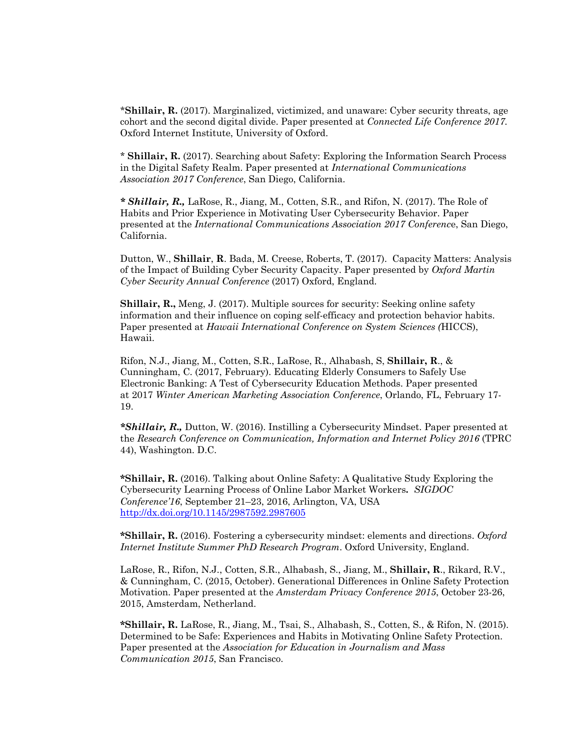***Shillair, R.** (2017). Marginalized, victimized, and unaware: Cyber security threats, age cohort and the second digital divide. Paper presented at *Connected Life Conference 2017.* Oxford Internet Institute, University of Oxford.

* **Shillair, R.** (2017). Searching about Safety: Exploring the Information Search Process in the Digital Safety Realm. Paper presented at *International Communications Association 2017 Conference*, San Diego, California.

*** *Shillair, R.,*** LaRose, R., Jiang, M., Cotten, S.R., and Rifon, N. (2017). The Role of Habits and Prior Experience in Motivating User Cybersecurity Behavior. Paper presented at the *International Communications Association 2017 Conferenc*e, San Diego, California.

Dutton, W., **Shillair**, **R**. Bada, M. Creese, Roberts, T. (2017). Capacity Matters: Analysis of the Impact of Building Cyber Security Capacity. Paper presented by *Oxford Martin Cyber Security Annual Conference* (2017) Oxford, England.

**Shillair, R.,** Meng, J. (2017). Multiple sources for security: Seeking online safety information and their influence on coping self-efficacy and protection behavior habits. Paper presented at *Hawaii International Conference on System Sciences (*HICCS), Hawaii.

Rifon, N.J., Jiang, M., Cotten, S.R., LaRose, R., Alhabash, S, **Shillair, R**., & Cunningham, C. (2017, February). Educating Elderly Consumers to Safely Use Electronic Banking: A Test of Cybersecurity Education Methods. Paper presented at 2017 *Winter American Marketing Association Conference*, Orlando, FL, February 17-19.

***Shillair, R.,*** Dutton, W. (2016). Instilling a Cybersecurity Mindset. Paper presented at the *Research Conference on Communication, Information and Internet Policy 2016* (TPRC 44), Washington. D.C.

***Shillair, R.** (2016). Talking about Online Safety: A Qualitative Study Exploring the Cybersecurity Learning Process of Online Labor Market Workers**.** *SIGDOC Conference'16*, September 21–23, 2016, Arlington, VA, USA http://dx.doi.org/10.1145/2987592.2987605

***Shillair, R.** (2016). Fostering a cybersecurity mindset: elements and directions. *Oxford Internet Institute Summer PhD Research Program*. Oxford University, England.

LaRose, R., Rifon, N.J., Cotten, S.R., Alhabash, S., Jiang, M., **Shillair, R**., Rikard, R.V., & Cunningham, C. (2015, October). Generational Differences in Online Safety Protection Motivation. Paper presented at the *Amsterdam Privacy Conference 2015*, October 23-26, 2015, Amsterdam, Netherland.

***Shillair, R.** LaRose, R., Jiang, M., Tsai, S., Alhabash, S., Cotten, S., & Rifon, N. (2015). Determined to be Safe: Experiences and Habits in Motivating Online Safety Protection. Paper presented at the *Association for Education in Journalism and Mass Communication 2015*, San Francisco.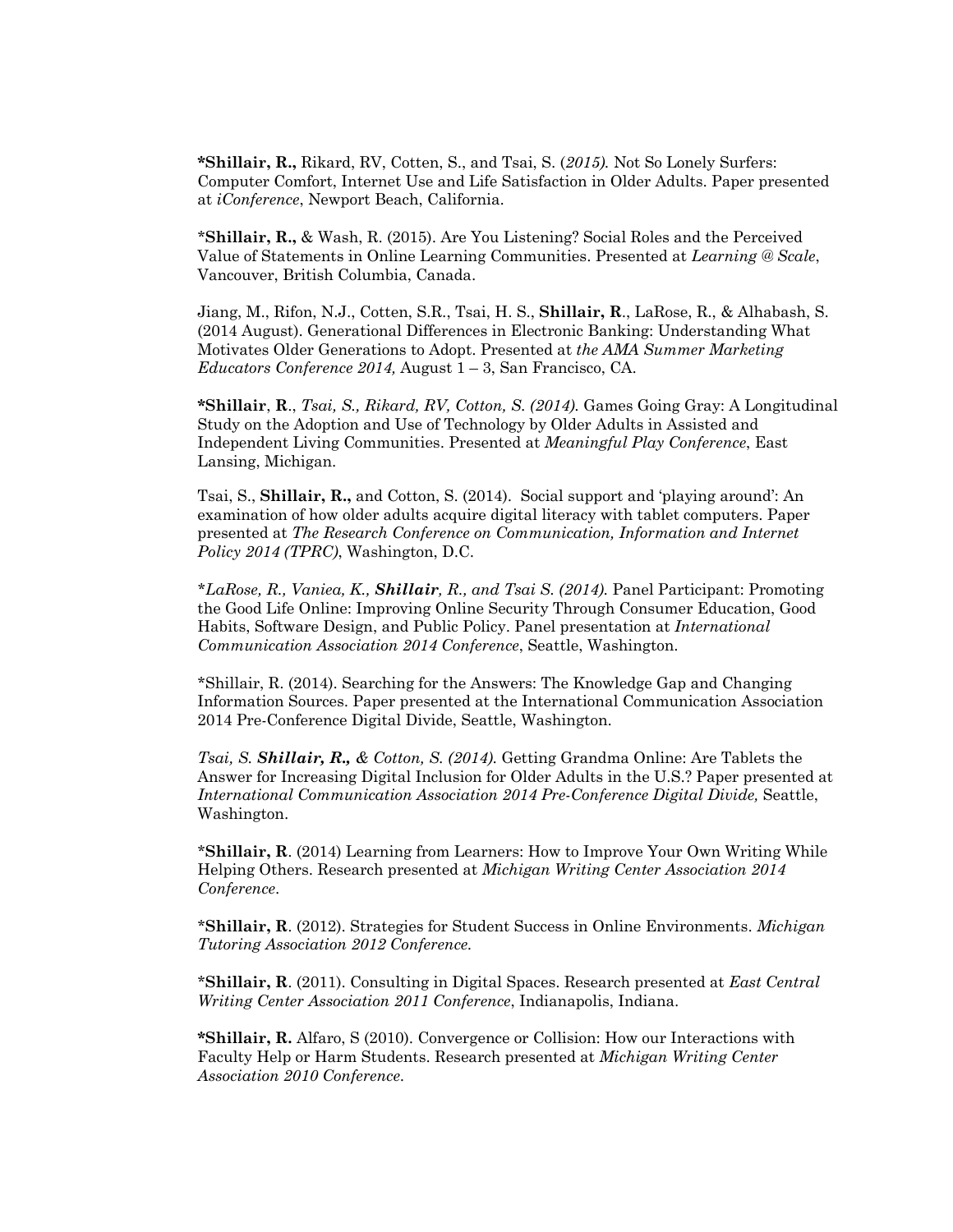***Shillair, R.,** Rikard, RV, Cotten, S., and Tsai, S. (*2015*). Not So Lonely Surfers: Computer Comfort, Internet Use and Life Satisfaction in Older Adults. Paper presented at *iConference*, Newport Beach, California.

***Shillair, R.,** & Wash, R. (2015). Are You Listening? Social Roles and the Perceived Value of Statements in Online Learning Communities. Presented at *Learning @ Scale*, Vancouver, British Columbia, Canada.

Jiang, M., Rifon, N.J., Cotten, S.R., Tsai, H. S., **Shillair, R**., LaRose, R., & Alhabash, S. (2014 August). Generational Differences in Electronic Banking: Understanding What Motivates Older Generations to Adopt. Presented at *the AMA Summer Marketing Educators Conference 2014,* August 1 – 3, San Francisco, CA.

***Shillair**, **R**., *Tsai, S., Rikard, RV, Cotton, S. (2014).* Games Going Gray: A Longitudinal Study on the Adoption and Use of Technology by Older Adults in Assisted and Independent Living Communities. Presented at *Meaningful Play Conference*, East Lansing, Michigan.

Tsai, S., **Shillair, R.,** and Cotton, S. (2014). Social support and 'playing around': An examination of how older adults acquire digital literacy with tablet computers. Paper presented at *The Research Conference on Communication, Information and Internet Policy 2014 (TPRC)*, Washington, D.C.

**LaRose, R., Vaniea, K., **Shillair**, R., and Tsai S. (2014).* Panel Participant: Promoting the Good Life Online: Improving Online Security Through Consumer Education, Good Habits, Software Design, and Public Policy. Panel presentation at *International Communication Association 2014 Conference*, Seattle, Washington.

*Shillair, R. (2014). Searching for the Answers: The Knowledge Gap and Changing Information Sources. Paper presented at the International Communication Association 2014 Pre-Conference Digital Divide, Seattle, Washington.

*Tsai, S. **Shillair, R.,** & Cotton, S. (2014).* Getting Grandma Online: Are Tablets the Answer for Increasing Digital Inclusion for Older Adults in the U.S.? Paper presented at *International Communication Association 2014 Pre-Conference Digital Divide,* Seattle, Washington.

***Shillair, R**. (2014) Learning from Learners: How to Improve Your Own Writing While Helping Others. Research presented at *Michigan Writing Center Association 2014 Conference*.

***Shillair, R**. (2012). Strategies for Student Success in Online Environments. *Michigan Tutoring Association 2012 Conference.*

***Shillair, R**. (2011). Consulting in Digital Spaces. Research presented at *East Central Writing Center Association 2011 Conference*, Indianapolis, Indiana.

***Shillair, R.** Alfaro, S (2010). Convergence or Collision: How our Interactions with Faculty Help or Harm Students. Research presented at *Michigan Writing Center Association 2010 Conference*.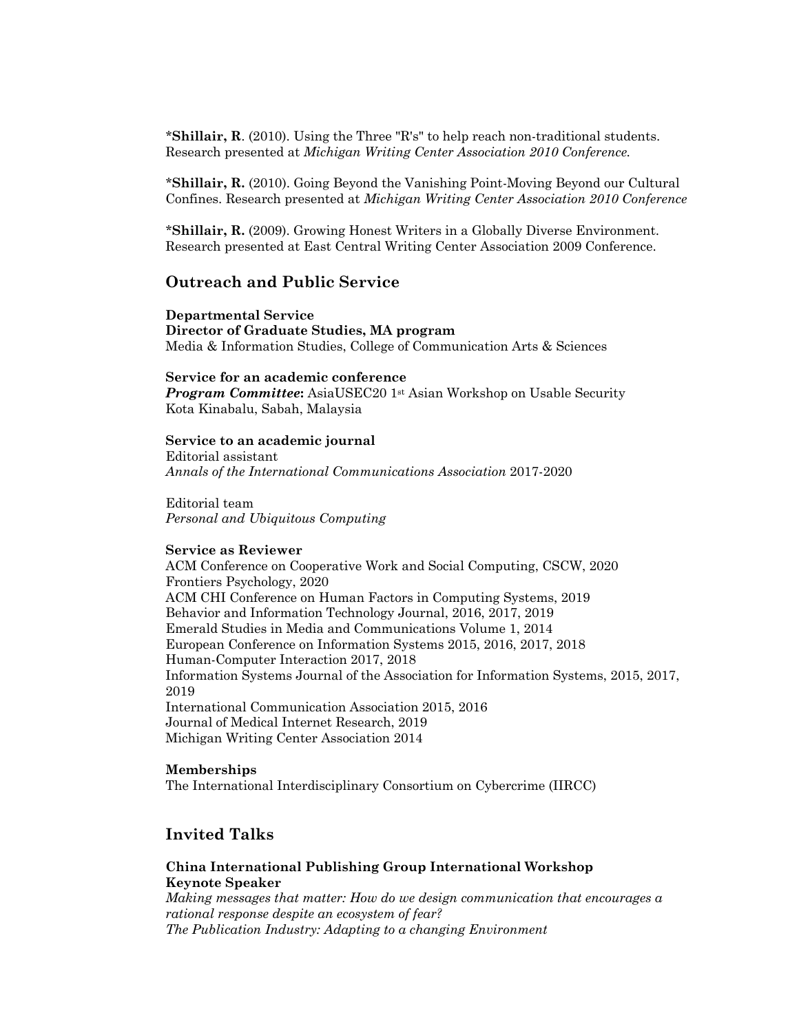***Shillair, R**. (2010). Using the Three "R's" to help reach non-traditional students. Research presented at *Michigan Writing Center Association 2010 Conference.*

***Shillair, R.** (2010). Going Beyond the Vanishing Point-Moving Beyond our Cultural Confines. Research presented at *Michigan Writing Center Association 2010 Conference*

***Shillair, R.** (2009). Growing Honest Writers in a Globally Diverse Environment. Research presented at East Central Writing Center Association 2009 Conference.

## Outreach and Public Service

**Departmental Service**
**Director of Graduate Studies, MA program**
Media & Information Studies, College of Communication Arts & Sciences

**Service for an academic conference**
***Program Committee*:** AsiaUSEC20 1st Asian Workshop on Usable Security
Kota Kinabalu, Sabah, Malaysia

**Service to an academic journal**
Editorial assistant
*Annals of the International Communications Association* 2017-2020

Editorial team
*Personal and Ubiquitous Computing*

**Service as Reviewer**
ACM Conference on Cooperative Work and Social Computing, CSCW, 2020
Frontiers Psychology, 2020
ACM CHI Conference on Human Factors in Computing Systems, 2019
Behavior and Information Technology Journal, 2016, 2017, 2019
Emerald Studies in Media and Communications Volume 1, 2014
European Conference on Information Systems 2015, 2016, 2017, 2018
Human-Computer Interaction 2017, 2018
Information Systems Journal of the Association for Information Systems, 2015, 2017, 2019
International Communication Association 2015, 2016
Journal of Medical Internet Research, 2019
Michigan Writing Center Association 2014

**Memberships**
The International Interdisciplinary Consortium on Cybercrime (IIRCC)

## Invited Talks

**China International Publishing Group International Workshop**
**Keynote Speaker**
*Making messages that matter: How do we design communication that encourages a rational response despite an ecosystem of fear?*
*The Publication Industry: Adapting to a changing Environment*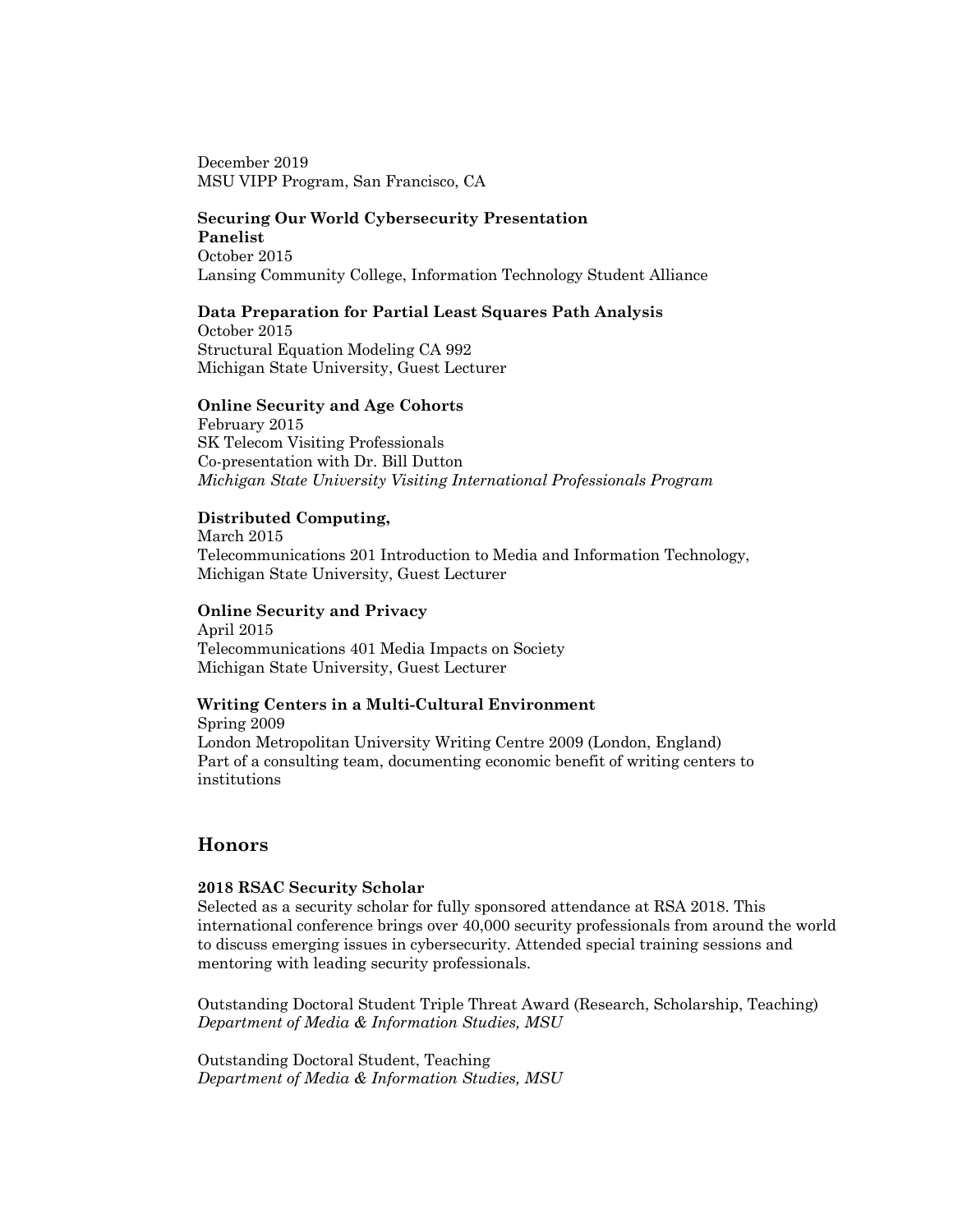December 2019
MSU VIPP Program, San Francisco, CA

**Securing Our World Cybersecurity Presentation**
**Panelist**
October 2015
Lansing Community College, Information Technology Student Alliance

**Data Preparation for Partial Least Squares Path Analysis**
October 2015
Structural Equation Modeling CA 992
Michigan State University, Guest Lecturer

**Online Security and Age Cohorts**
February 2015
SK Telecom Visiting Professionals
Co-presentation with Dr. Bill Dutton
*Michigan State University Visiting International Professionals Program*

**Distributed Computing,**
March 2015
Telecommunications 201 Introduction to Media and Information Technology, Michigan State University, Guest Lecturer

**Online Security and Privacy**
April 2015
Telecommunications 401 Media Impacts on Society
Michigan State University, Guest Lecturer

**Writing Centers in a Multi-Cultural Environment**
Spring 2009
London Metropolitan University Writing Centre 2009 (London, England)
Part of a consulting team, documenting economic benefit of writing centers to institutions

## Honors

**2018 RSAC Security Scholar**
Selected as a security scholar for fully sponsored attendance at RSA 2018. This international conference brings over 40,000 security professionals from around the world to discuss emerging issues in cybersecurity. Attended special training sessions and mentoring with leading security professionals.

Outstanding Doctoral Student Triple Threat Award (Research, Scholarship, Teaching)
*Department of Media & Information Studies, MSU*

Outstanding Doctoral Student, Teaching
*Department of Media & Information Studies, MSU*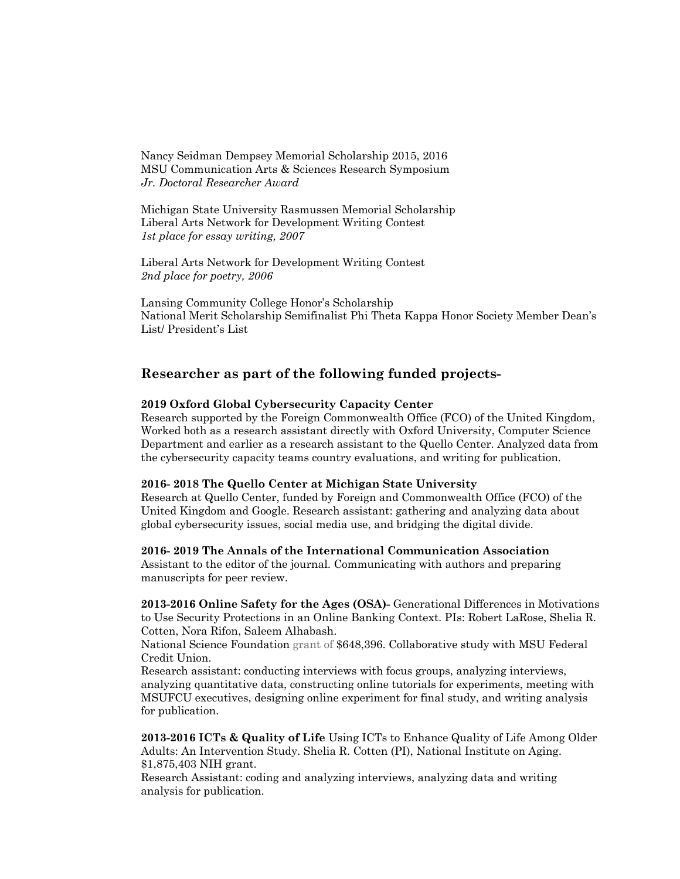Nancy Seidman Dempsey Memorial Scholarship 2015, 2016
MSU Communication Arts & Sciences Research Symposium
*Jr. Doctoral Researcher Award*

Michigan State University Rasmussen Memorial Scholarship
Liberal Arts Network for Development Writing Contest
*1st place for essay writing, 2007*

Liberal Arts Network for Development Writing Contest
*2nd place for poetry, 2006*

Lansing Community College Honor's Scholarship
National Merit Scholarship Semifinalist Phi Theta Kappa Honor Society Member Dean's List/ President's List

## Researcher as part of the following funded projects-

**2019 Oxford Global Cybersecurity Capacity Center**
Research supported by the Foreign Commonwealth Office (FCO) of the United Kingdom, Worked both as a research assistant directly with Oxford University, Computer Science Department and earlier as a research assistant to the Quello Center. Analyzed data from the cybersecurity capacity teams country evaluations, and writing for publication.

**2016- 2018 The Quello Center at Michigan State University**
Research at Quello Center, funded by Foreign and Commonwealth Office (FCO) of the United Kingdom and Google. Research assistant: gathering and analyzing data about global cybersecurity issues, social media use, and bridging the digital divide.

**2016- 2019 The Annals of the International Communication Association**
Assistant to the editor of the journal. Communicating with authors and preparing manuscripts for peer review.

**2013-2016 Online Safety for the Ages (OSA)-** Generational Differences in Motivations to Use Security Protections in an Online Banking Context. PIs: Robert LaRose, Shelia R. Cotten, Nora Rifon, Saleem Alhabash.
National Science Foundation grant of $648,396. Collaborative study with MSU Federal Credit Union.
Research assistant: conducting interviews with focus groups, analyzing interviews, analyzing quantitative data, constructing online tutorials for experiments, meeting with MSUFCU executives, designing online experiment for final study, and writing analysis for publication.

**2013-2016 ICTs & Quality of Life** Using ICTs to Enhance Quality of Life Among Older Adults: An Intervention Study. Shelia R. Cotten (PI), National Institute on Aging. $1,875,403 NIH grant.
Research Assistant: coding and analyzing interviews, analyzing data and writing analysis for publication.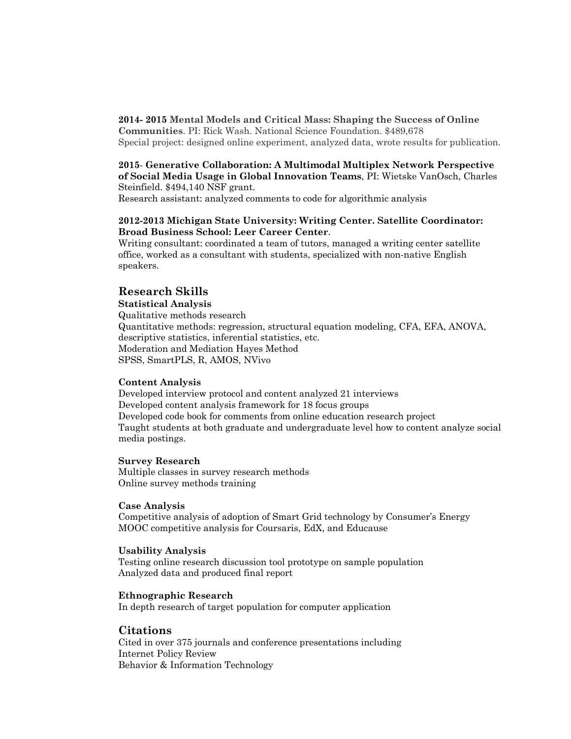**2014- 2015 Mental Models and Critical Mass: Shaping the Success of Online Communities**. PI: Rick Wash. National Science Foundation. $489,678
Special project: designed online experiment, analyzed data, wrote results for publication.

**2015- Generative Collaboration: A Multimodal Multiplex Network Perspective of Social Media Usage in Global Innovation Teams**, PI: Wietske VanOsch, Charles Steinfield. $494,140 NSF grant.
Research assistant: analyzed comments to code for algorithmic analysis

**2012-2013 Michigan State University: Writing Center. Satellite Coordinator: Broad Business School: Leer Career Center**.
Writing consultant: coordinated a team of tutors, managed a writing center satellite office, worked as a consultant with students, specialized with non-native English speakers.

## Research Skills

**Statistical Analysis**
Qualitative methods research
Quantitative methods: regression, structural equation modeling, CFA, EFA, ANOVA, descriptive statistics, inferential statistics, etc.
Moderation and Mediation Hayes Method
SPSS, SmartPLS, R, AMOS, NVivo

**Content Analysis**
Developed interview protocol and content analyzed 21 interviews
Developed content analysis framework for 18 focus groups
Developed code book for comments from online education research project
Taught students at both graduate and undergraduate level how to content analyze social media postings.

**Survey Research**
Multiple classes in survey research methods
Online survey methods training

**Case Analysis**
Competitive analysis of adoption of Smart Grid technology by Consumer's Energy
MOOC competitive analysis for Coursaris, EdX, and Educause

**Usability Analysis**
Testing online research discussion tool prototype on sample population
Analyzed data and produced final report

**Ethnographic Research**
In depth research of target population for computer application

## Citations

Cited in over 375 journals and conference presentations including
Internet Policy Review
Behavior & Information Technology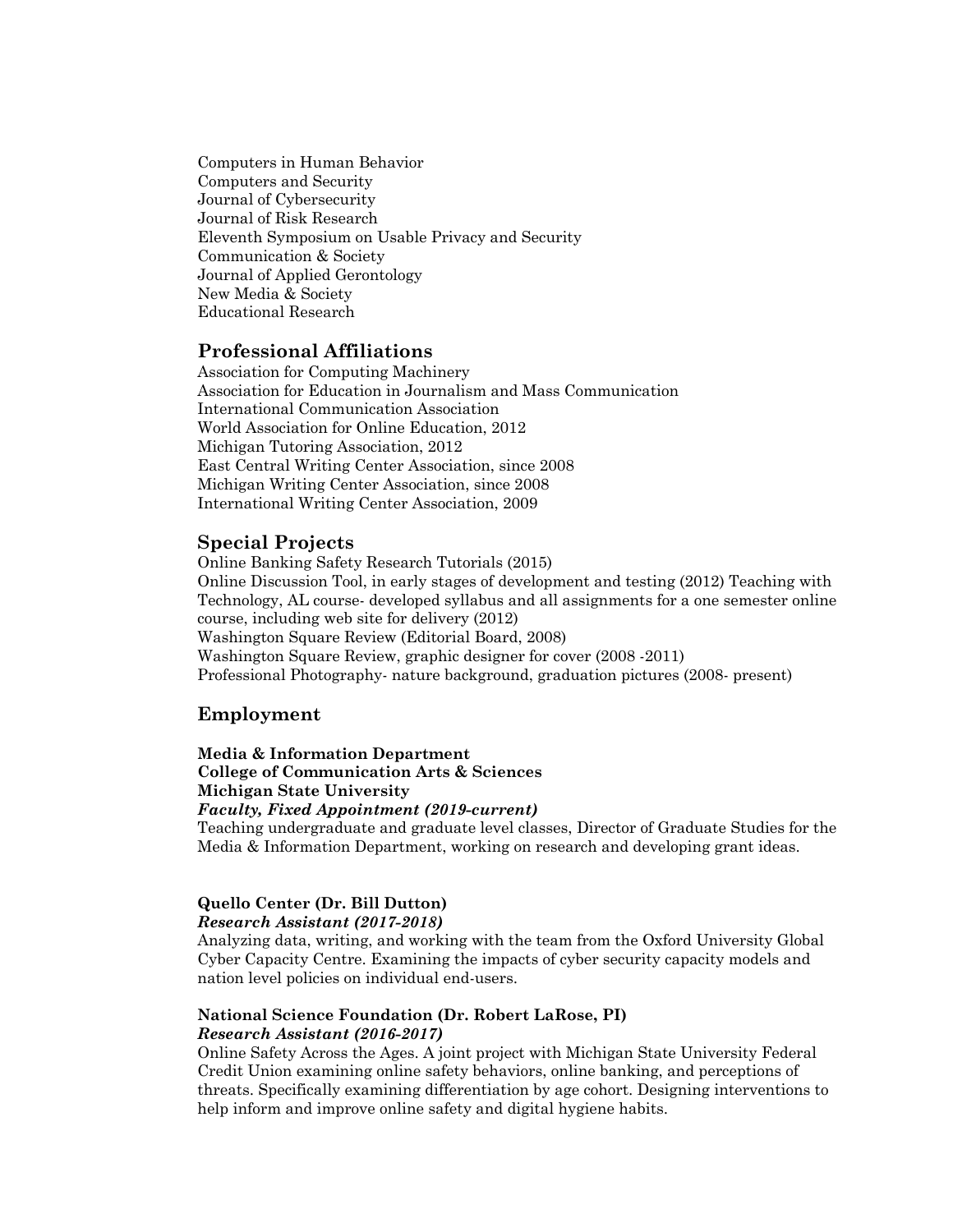Computers in Human Behavior
Computers and Security
Journal of Cybersecurity
Journal of Risk Research
Eleventh Symposium on Usable Privacy and Security
Communication & Society
Journal of Applied Gerontology
New Media & Society
Educational Research

## Professional Affiliations

Association for Computing Machinery
Association for Education in Journalism and Mass Communication
International Communication Association
World Association for Online Education, 2012
Michigan Tutoring Association, 2012
East Central Writing Center Association, since 2008
Michigan Writing Center Association, since 2008
International Writing Center Association, 2009

## Special Projects

Online Banking Safety Research Tutorials (2015)
Online Discussion Tool, in early stages of development and testing (2012) Teaching with Technology, AL course- developed syllabus and all assignments for a one semester online course, including web site for delivery (2012)
Washington Square Review (Editorial Board, 2008)
Washington Square Review, graphic designer for cover (2008 -2011)
Professional Photography- nature background, graduation pictures (2008- present)

## Employment

**Media & Information Department**
**College of Communication Arts & Sciences**
**Michigan State University**
***Faculty, Fixed Appointment (2019-current)***
Teaching undergraduate and graduate level classes, Director of Graduate Studies for the Media & Information Department, working on research and developing grant ideas.

**Quello Center (Dr. Bill Dutton)**
***Research Assistant (2017-2018)***
Analyzing data, writing, and working with the team from the Oxford University Global Cyber Capacity Centre. Examining the impacts of cyber security capacity models and nation level policies on individual end-users.

**National Science Foundation (Dr. Robert LaRose, PI)**
***Research Assistant (2016-2017)***
Online Safety Across the Ages. A joint project with Michigan State University Federal Credit Union examining online safety behaviors, online banking, and perceptions of threats. Specifically examining differentiation by age cohort. Designing interventions to help inform and improve online safety and digital hygiene habits.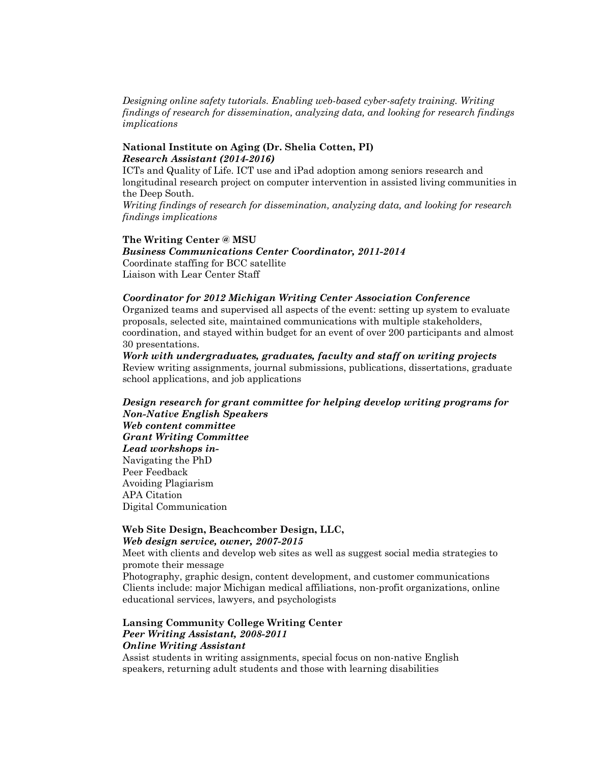*Designing online safety tutorials. Enabling web-based cyber-safety training. Writing findings of research for dissemination, analyzing data, and looking for research findings implications*

**National Institute on Aging (Dr. Shelia Cotten, PI)**
***Research Assistant (2014-2016)***
ICTs and Quality of Life. ICT use and iPad adoption among seniors research and longitudinal research project on computer intervention in assisted living communities in the Deep South.
*Writing findings of research for dissemination, analyzing data, and looking for research findings implications*

**The Writing Center @ MSU**
***Business Communications Center Coordinator, 2011-2014***
Coordinate staffing for BCC satellite
Liaison with Lear Center Staff

***Coordinator for 2012 Michigan Writing Center Association Conference***
Organized teams and supervised all aspects of the event: setting up system to evaluate proposals, selected site, maintained communications with multiple stakeholders, coordination, and stayed within budget for an event of over 200 participants and almost 30 presentations.
***Work with undergraduates, graduates, faculty and staff on writing projects***
Review writing assignments, journal submissions, publications, dissertations, graduate school applications, and job applications

***Design research for grant committee for helping develop writing programs for Non-Native English Speakers***
***Web content committee***
***Grant Writing Committee***
***Lead workshops in-***
Navigating the PhD
Peer Feedback
Avoiding Plagiarism
APA Citation
Digital Communication

**Web Site Design, Beachcomber Design, LLC,**
***Web design service, owner, 2007-2015***
Meet with clients and develop web sites as well as suggest social media strategies to promote their message
Photography, graphic design, content development, and customer communications
Clients include: major Michigan medical affiliations, non-profit organizations, online educational services, lawyers, and psychologists

**Lansing Community College Writing Center**
***Peer Writing Assistant, 2008-2011***
***Online Writing Assistant***
Assist students in writing assignments, special focus on non-native English speakers, returning adult students and those with learning disabilities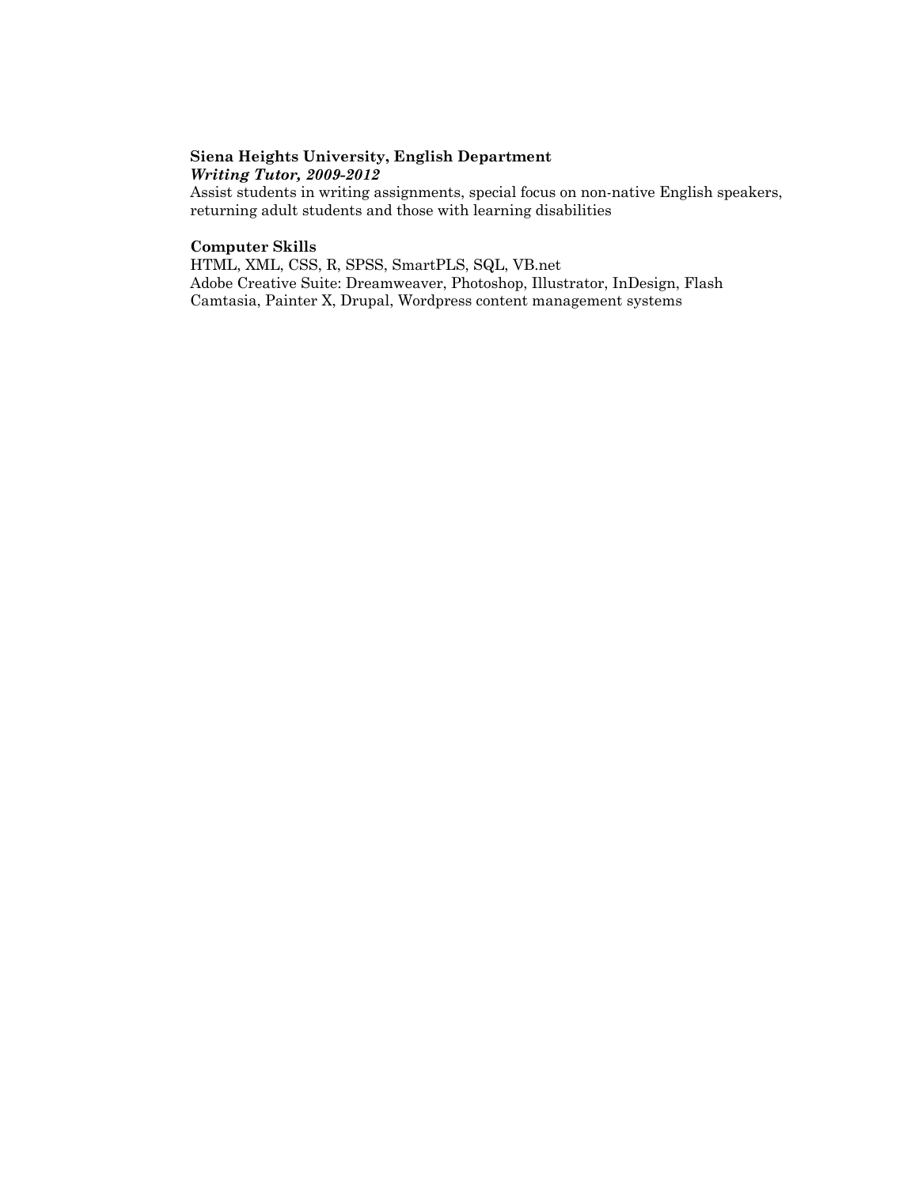**Siena Heights University, English Department**
***Writing Tutor, 2009-2012***
Assist students in writing assignments, special focus on non-native English speakers, returning adult students and those with learning disabilities

**Computer Skills**
HTML, XML, CSS, R, SPSS, SmartPLS, SQL, VB.net
Adobe Creative Suite: Dreamweaver, Photoshop, Illustrator, InDesign, Flash
Camtasia, Painter X, Drupal, Wordpress content management systems